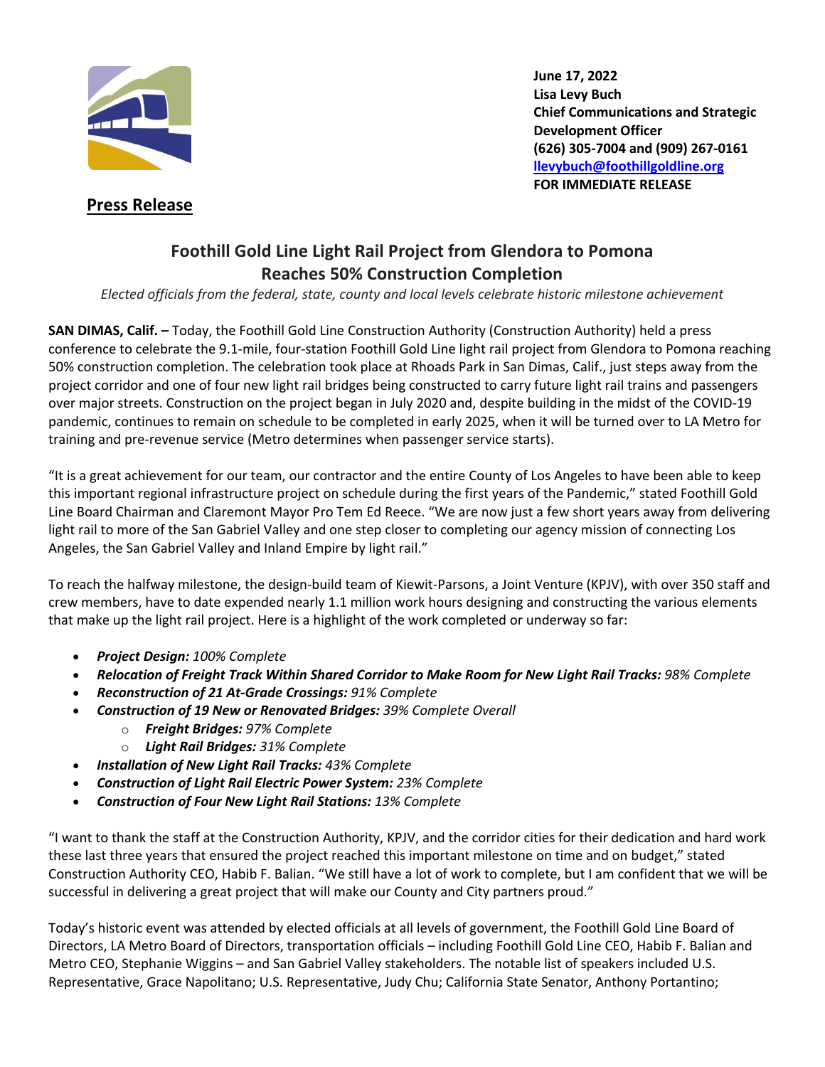June 17, 2022
**Lisa Levy Buch**
**Chief Communications and Strategic Development Officer**
**(626) 305-7004 and (909) 267-0161**
**llevybuch@foothillgoldline.org**
**FOR IMMEDIATE RELEASE**

**Press Release**

# Foothill Gold Line Light Rail Project from Glendora to Pomona Reaches 50% Construction Completion

*Elected officials from the federal, state, county and local levels celebrate historic milestone achievement*

**SAN DIMAS, Calif. –** Today, the Foothill Gold Line Construction Authority (Construction Authority) held a press conference to celebrate the 9.1-mile, four-station Foothill Gold Line light rail project from Glendora to Pomona reaching 50% construction completion. The celebration took place at Rhoads Park in San Dimas, Calif., just steps away from the project corridor and one of four new light rail bridges being constructed to carry future light rail trains and passengers over major streets. Construction on the project began in July 2020 and, despite building in the midst of the COVID-19 pandemic, continues to remain on schedule to be completed in early 2025, when it will be turned over to LA Metro for training and pre-revenue service (Metro determines when passenger service starts).

"It is a great achievement for our team, our contractor and the entire County of Los Angeles to have been able to keep this important regional infrastructure project on schedule during the first years of the Pandemic," stated Foothill Gold Line Board Chairman and Claremont Mayor Pro Tem Ed Reece. "We are now just a few short years away from delivering light rail to more of the San Gabriel Valley and one step closer to completing our agency mission of connecting Los Angeles, the San Gabriel Valley and Inland Empire by light rail."

To reach the halfway milestone, the design-build team of Kiewit-Parsons, a Joint Venture (KPJV), with over 350 staff and crew members, have to date expended nearly 1.1 million work hours designing and constructing the various elements that make up the light rail project. Here is a highlight of the work completed or underway so far:

- ***Project Design:*** *100% Complete*
- ***Relocation of Freight Track Within Shared Corridor to Make Room for New Light Rail Tracks:*** *98% Complete*
- ***Reconstruction of 21 At-Grade Crossings:*** *91% Complete*
- ***Construction of 19 New or Renovated Bridges:*** *39% Complete Overall*
    - ***Freight Bridges:*** *97% Complete*
    - ***Light Rail Bridges:*** *31% Complete*
- ***Installation of New Light Rail Tracks:*** *43% Complete*
- ***Construction of Light Rail Electric Power System:*** *23% Complete*
- ***Construction of Four New Light Rail Stations:*** *13% Complete*

"I want to thank the staff at the Construction Authority, KPJV, and the corridor cities for their dedication and hard work these last three years that ensured the project reached this important milestone on time and on budget," stated Construction Authority CEO, Habib F. Balian. "We still have a lot of work to complete, but I am confident that we will be successful in delivering a great project that will make our County and City partners proud."

Today's historic event was attended by elected officials at all levels of government, the Foothill Gold Line Board of Directors, LA Metro Board of Directors, transportation officials – including Foothill Gold Line CEO, Habib F. Balian and Metro CEO, Stephanie Wiggins – and San Gabriel Valley stakeholders. The notable list of speakers included U.S. Representative, Grace Napolitano; U.S. Representative, Judy Chu; California State Senator, Anthony Portantino;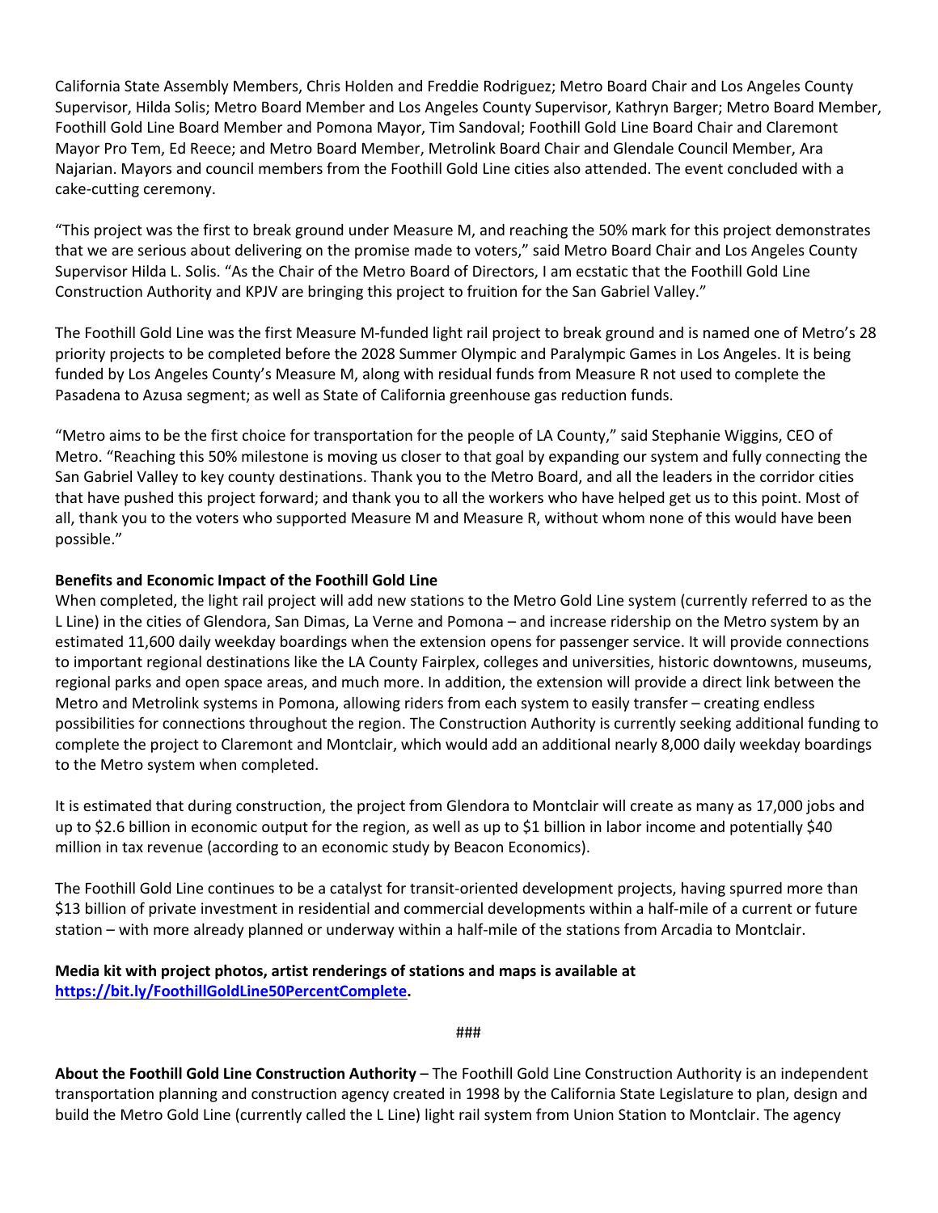California State Assembly Members, Chris Holden and Freddie Rodriguez; Metro Board Chair and Los Angeles County Supervisor, Hilda Solis; Metro Board Member and Los Angeles County Supervisor, Kathryn Barger; Metro Board Member, Foothill Gold Line Board Member and Pomona Mayor, Tim Sandoval; Foothill Gold Line Board Chair and Claremont Mayor Pro Tem, Ed Reece; and Metro Board Member, Metrolink Board Chair and Glendale Council Member, Ara Najarian. Mayors and council members from the Foothill Gold Line cities also attended. The event concluded with a cake-cutting ceremony.

"This project was the first to break ground under Measure M, and reaching the 50% mark for this project demonstrates that we are serious about delivering on the promise made to voters," said Metro Board Chair and Los Angeles County Supervisor Hilda L. Solis. "As the Chair of the Metro Board of Directors, I am ecstatic that the Foothill Gold Line Construction Authority and KPJV are bringing this project to fruition for the San Gabriel Valley."

The Foothill Gold Line was the first Measure M-funded light rail project to break ground and is named one of Metro's 28 priority projects to be completed before the 2028 Summer Olympic and Paralympic Games in Los Angeles. It is being funded by Los Angeles County's Measure M, along with residual funds from Measure R not used to complete the Pasadena to Azusa segment; as well as State of California greenhouse gas reduction funds.

"Metro aims to be the first choice for transportation for the people of LA County," said Stephanie Wiggins, CEO of Metro. "Reaching this 50% milestone is moving us closer to that goal by expanding our system and fully connecting the San Gabriel Valley to key county destinations. Thank you to the Metro Board, and all the leaders in the corridor cities that have pushed this project forward; and thank you to all the workers who have helped get us to this point. Most of all, thank you to the voters who supported Measure M and Measure R, without whom none of this would have been possible."

**Benefits and Economic Impact of the Foothill Gold Line**

When completed, the light rail project will add new stations to the Metro Gold Line system (currently referred to as the L Line) in the cities of Glendora, San Dimas, La Verne and Pomona – and increase ridership on the Metro system by an estimated 11,600 daily weekday boardings when the extension opens for passenger service. It will provide connections to important regional destinations like the LA County Fairplex, colleges and universities, historic downtowns, museums, regional parks and open space areas, and much more. In addition, the extension will provide a direct link between the Metro and Metrolink systems in Pomona, allowing riders from each system to easily transfer – creating endless possibilities for connections throughout the region. The Construction Authority is currently seeking additional funding to complete the project to Claremont and Montclair, which would add an additional nearly 8,000 daily weekday boardings to the Metro system when completed.

It is estimated that during construction, the project from Glendora to Montclair will create as many as 17,000 jobs and up to $2.6 billion in economic output for the region, as well as up to $1 billion in labor income and potentially $40 million in tax revenue (according to an economic study by Beacon Economics).

The Foothill Gold Line continues to be a catalyst for transit-oriented development projects, having spurred more than $13 billion of private investment in residential and commercial developments within a half-mile of a current or future station – with more already planned or underway within a half-mile of the stations from Arcadia to Montclair.

**Media kit with project photos, artist renderings of stations and maps is available at [https://bit.ly/FoothillGoldLine50PercentComplete](https://bit.ly/FoothillGoldLine50PercentComplete).**

###

**About the Foothill Gold Line Construction Authority** – The Foothill Gold Line Construction Authority is an independent transportation planning and construction agency created in 1998 by the California State Legislature to plan, design and build the Metro Gold Line (currently called the L Line) light rail system from Union Station to Montclair. The agency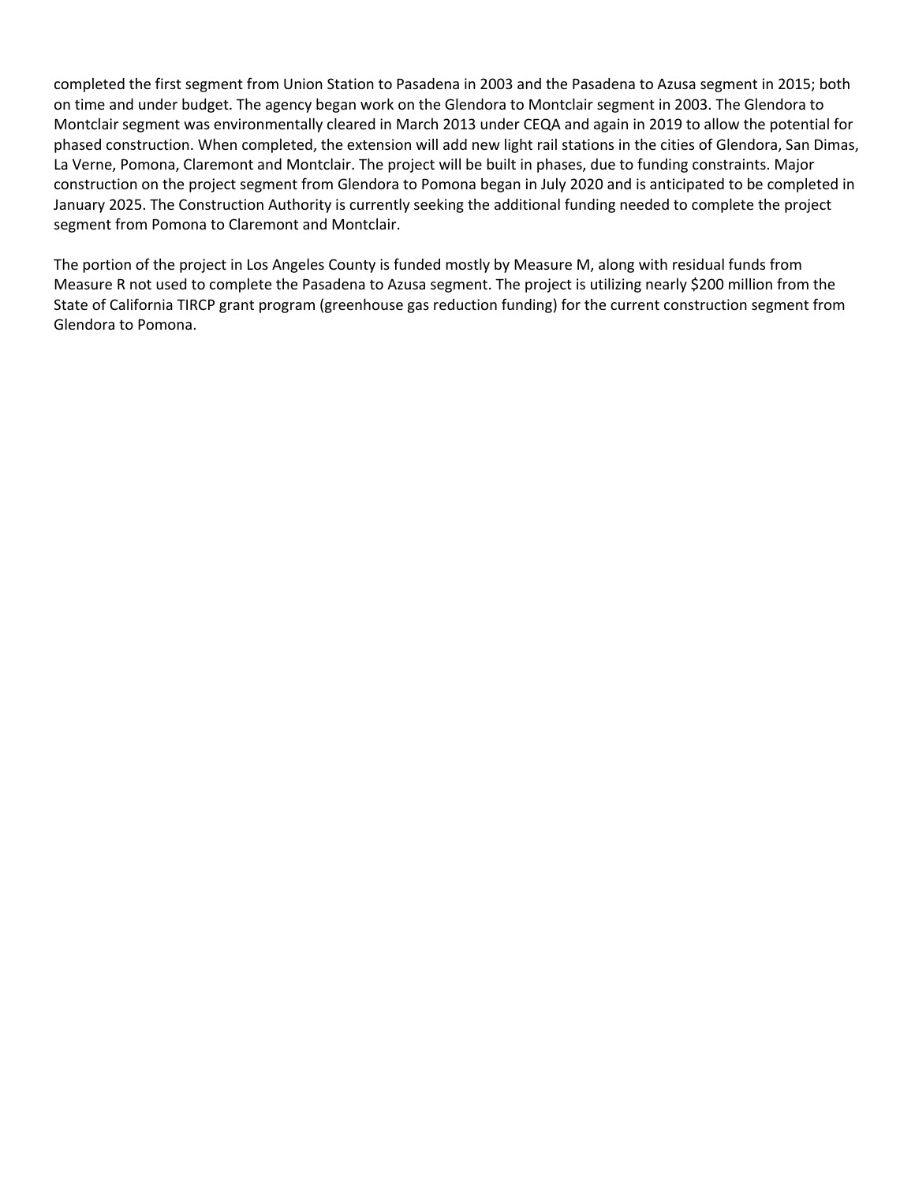completed the first segment from Union Station to Pasadena in 2003 and the Pasadena to Azusa segment in 2015; both on time and under budget. The agency began work on the Glendora to Montclair segment in 2003. The Glendora to Montclair segment was environmentally cleared in March 2013 under CEQA and again in 2019 to allow the potential for phased construction. When completed, the extension will add new light rail stations in the cities of Glendora, San Dimas, La Verne, Pomona, Claremont and Montclair. The project will be built in phases, due to funding constraints. Major construction on the project segment from Glendora to Pomona began in July 2020 and is anticipated to be completed in January 2025. The Construction Authority is currently seeking the additional funding needed to complete the project segment from Pomona to Claremont and Montclair.

The portion of the project in Los Angeles County is funded mostly by Measure M, along with residual funds from Measure R not used to complete the Pasadena to Azusa segment. The project is utilizing nearly $200 million from the State of California TIRCP grant program (greenhouse gas reduction funding) for the current construction segment from Glendora to Pomona.